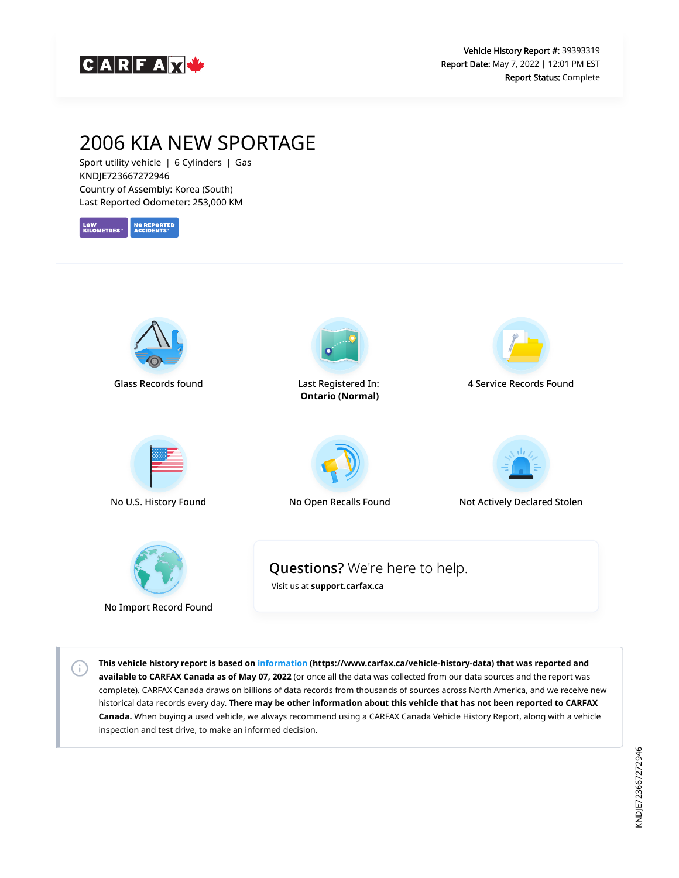CARFAX

**Vehicle History Report #:** 39393319
**Report Date:** May 7, 2022 | 12:01 PM EST
**Report Status:** Complete

# 2006 KIA NEW SPORTAGE

Sport utility vehicle | 6 Cylinders | Gas
KNDJE723667272946
**Country of Assembly:** Korea (South)
**Last Reported Odometer:** 253,000 KM

LOW KILOMETRES™ NO REPORTED ACCIDENTS™

Glass Records found

Last Registered In:
**Ontario (Normal)**

**4** Service Records Found

No U.S. History Found

No Open Recalls Found

Not Actively Declared Stolen

No Import Record Found

## **Questions?** We're here to help.

Visit us at **support.carfax.ca**

**This vehicle history report is based on information (https://www.carfax.ca/vehicle-history-data) that was reported and available to CARFAX Canada as of May 07, 2022** (or once all the data was collected from our data sources and the report was complete). CARFAX Canada draws on billions of data records from thousands of sources across North America, and we receive new historical data records every day. **There may be other information about this vehicle that has not been reported to CARFAX Canada.** When buying a used vehicle, we always recommend using a CARFAX Canada Vehicle History Report, along with a vehicle inspection and test drive, to make an informed decision.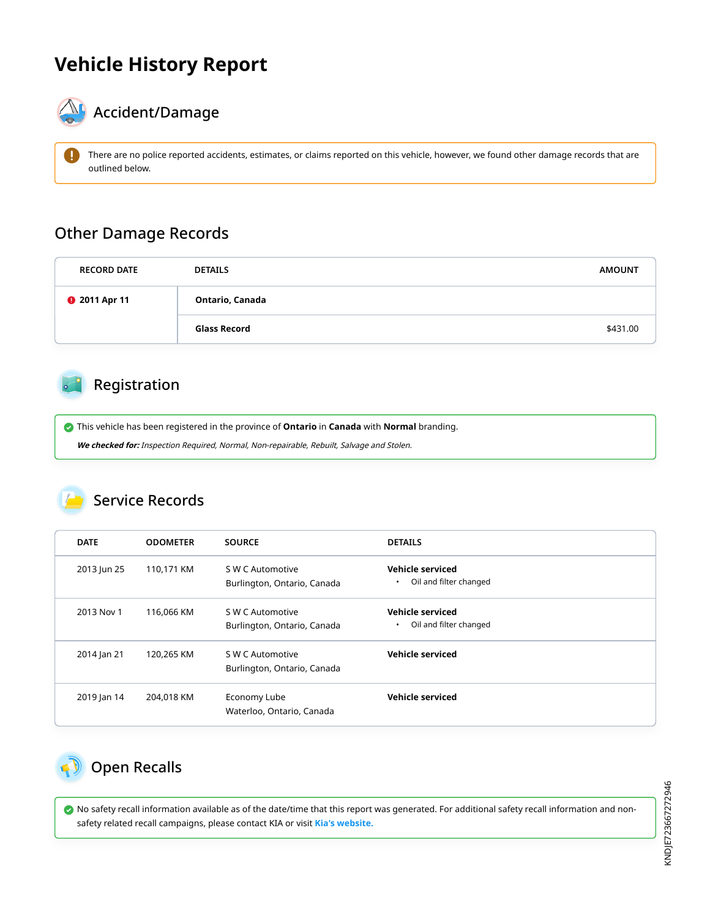# Vehicle History Report

## Accident/Damage

There are no police reported accidents, estimates, or claims reported on this vehicle, however, we found other damage records that are outlined below.

## Other Damage Records

| RECORD DATE | DETAILS | AMOUNT |
|---|---|---|
| **2011 Apr 11** | **Ontario, Canada** | |
| | **Glass Record** | $431.00 |

## Registration

This vehicle has been registered in the province of **Ontario** in **Canada** with **Normal** branding.

***We checked for:*** *Inspection Required, Normal, Non-repairable, Rebuilt, Salvage and Stolen.*

## Service Records

| DATE | ODOMETER | SOURCE | DETAILS |
|---|---|---|---|
| 2013 Jun 25 | 110,171 KM | S W C Automotive<br>Burlington, Ontario, Canada | **Vehicle serviced**<br>• Oil and filter changed |
| 2013 Nov 1 | 116,066 KM | S W C Automotive<br>Burlington, Ontario, Canada | **Vehicle serviced**<br>• Oil and filter changed |
| 2014 Jan 21 | 120,265 KM | S W C Automotive<br>Burlington, Ontario, Canada | **Vehicle serviced** |
| 2019 Jan 14 | 204,018 KM | Economy Lube<br>Waterloo, Ontario, Canada | **Vehicle serviced** |

## Open Recalls

No safety recall information available as of the date/time that this report was generated. For additional safety recall information and non-safety related recall campaigns, please contact KIA or visit **Kia's website.**

KNDJE723667272946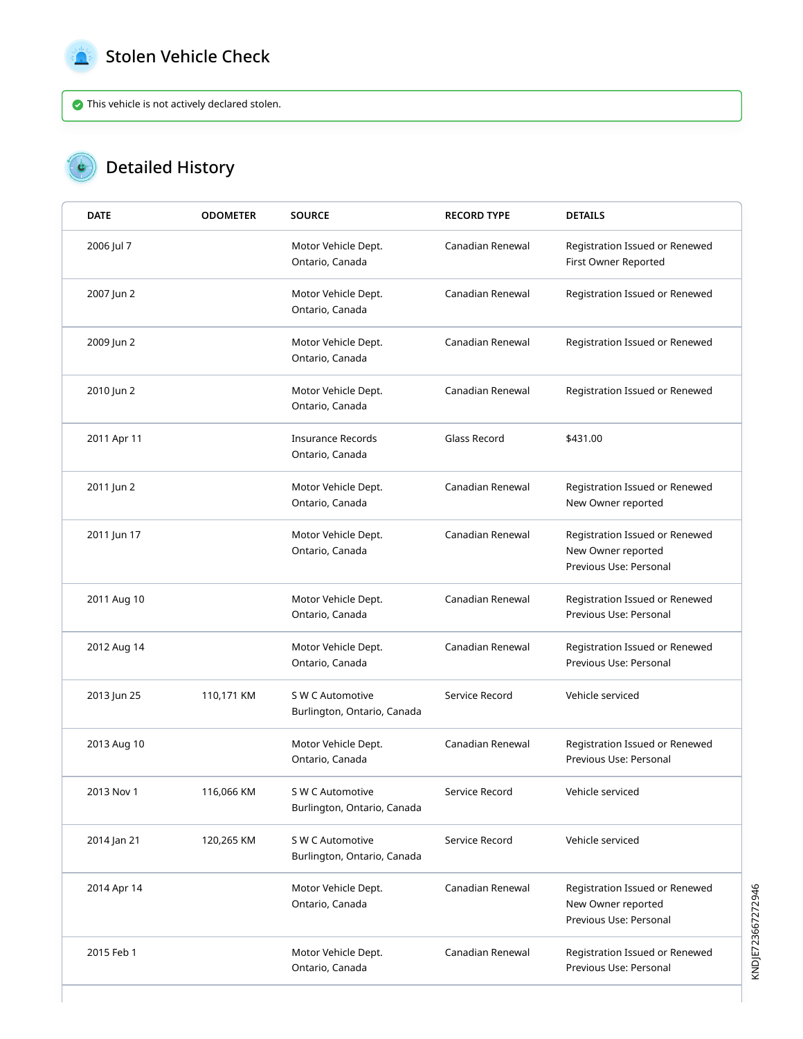## Stolen Vehicle Check

This vehicle is not actively declared stolen.

## Detailed History

| DATE | ODOMETER | SOURCE | RECORD TYPE | DETAILS |
|---|---|---|---|---|
| 2006 Jul 7 | | Motor Vehicle Dept.<br>Ontario, Canada | Canadian Renewal | Registration Issued or Renewed<br>First Owner Reported |
| 2007 Jun 2 | | Motor Vehicle Dept.<br>Ontario, Canada | Canadian Renewal | Registration Issued or Renewed |
| 2009 Jun 2 | | Motor Vehicle Dept.<br>Ontario, Canada | Canadian Renewal | Registration Issued or Renewed |
| 2010 Jun 2 | | Motor Vehicle Dept.<br>Ontario, Canada | Canadian Renewal | Registration Issued or Renewed |
| 2011 Apr 11 | | Insurance Records<br>Ontario, Canada | Glass Record | $431.00 |
| 2011 Jun 2 | | Motor Vehicle Dept.<br>Ontario, Canada | Canadian Renewal | Registration Issued or Renewed<br>New Owner reported |
| 2011 Jun 17 | | Motor Vehicle Dept.<br>Ontario, Canada | Canadian Renewal | Registration Issued or Renewed<br>New Owner reported<br>Previous Use: Personal |
| 2011 Aug 10 | | Motor Vehicle Dept.<br>Ontario, Canada | Canadian Renewal | Registration Issued or Renewed<br>Previous Use: Personal |
| 2012 Aug 14 | | Motor Vehicle Dept.<br>Ontario, Canada | Canadian Renewal | Registration Issued or Renewed<br>Previous Use: Personal |
| 2013 Jun 25 | 110,171 KM | S W C Automotive<br>Burlington, Ontario, Canada | Service Record | Vehicle serviced |
| 2013 Aug 10 | | Motor Vehicle Dept.<br>Ontario, Canada | Canadian Renewal | Registration Issued or Renewed<br>Previous Use: Personal |
| 2013 Nov 1 | 116,066 KM | S W C Automotive<br>Burlington, Ontario, Canada | Service Record | Vehicle serviced |
| 2014 Jan 21 | 120,265 KM | S W C Automotive<br>Burlington, Ontario, Canada | Service Record | Vehicle serviced |
| 2014 Apr 14 | | Motor Vehicle Dept.<br>Ontario, Canada | Canadian Renewal | Registration Issued or Renewed<br>New Owner reported<br>Previous Use: Personal |
| 2015 Feb 1 | | Motor Vehicle Dept.<br>Ontario, Canada | Canadian Renewal | Registration Issued or Renewed<br>Previous Use: Personal |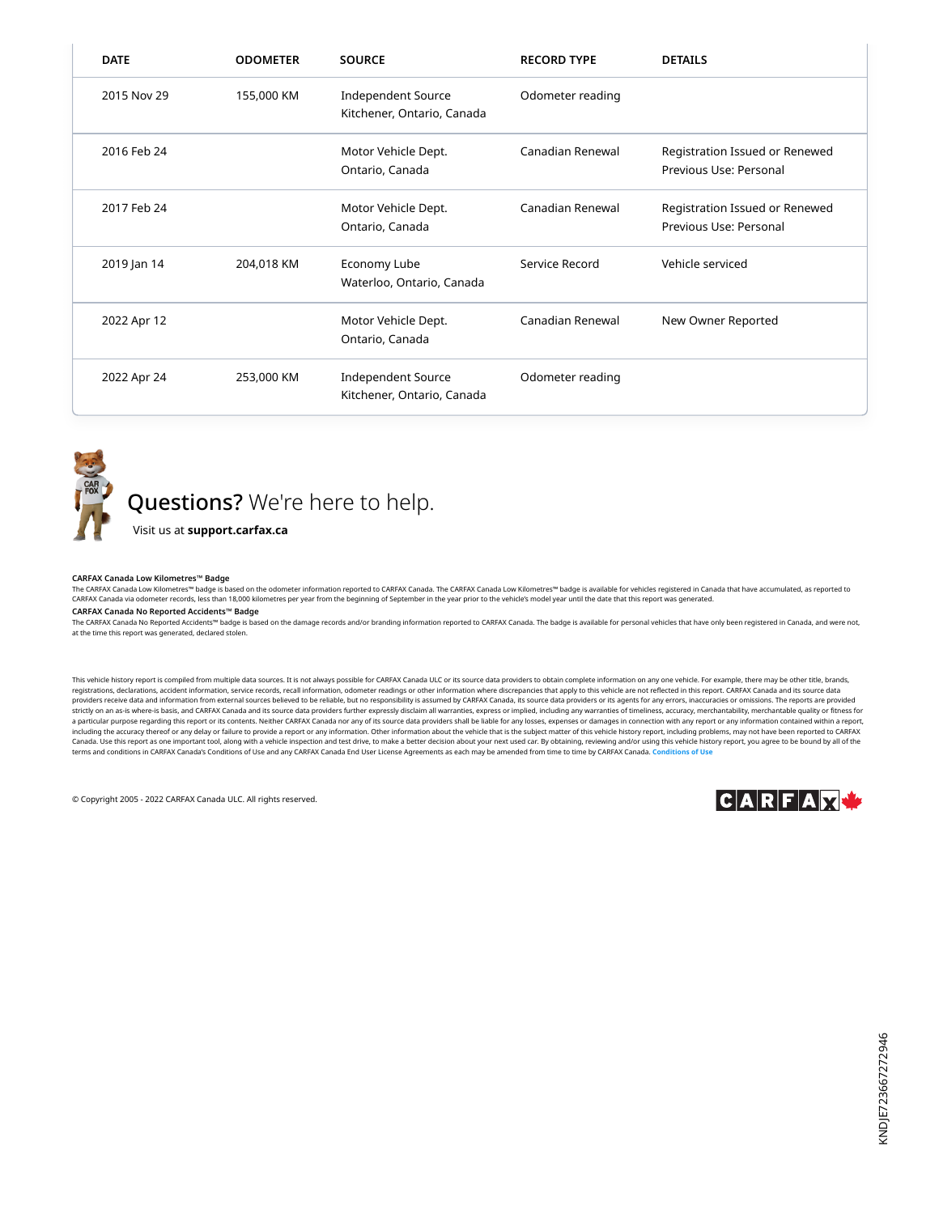| DATE | ODOMETER | SOURCE | RECORD TYPE | DETAILS |
|---|---|---|---|---|
| 2015 Nov 29 | 155,000 KM | Independent Source<br>Kitchener, Ontario, Canada | Odometer reading | |
| 2016 Feb 24 | | Motor Vehicle Dept.<br>Ontario, Canada | Canadian Renewal | Registration Issued or Renewed<br>Previous Use: Personal |
| 2017 Feb 24 | | Motor Vehicle Dept.<br>Ontario, Canada | Canadian Renewal | Registration Issued or Renewed<br>Previous Use: Personal |
| 2019 Jan 14 | 204,018 KM | Economy Lube<br>Waterloo, Ontario, Canada | Service Record | Vehicle serviced |
| 2022 Apr 12 | | Motor Vehicle Dept.<br>Ontario, Canada | Canadian Renewal | New Owner Reported |
| 2022 Apr 24 | 253,000 KM | Independent Source<br>Kitchener, Ontario, Canada | Odometer reading | |

## **Questions?** We're here to help.

Visit us at **support.carfax.ca**

**CARFAX Canada Low Kilometres™ Badge**

The CARFAX Canada Low Kilometres™ badge is based on the odometer information reported to CARFAX Canada. The CARFAX Canada Low Kilometres™ badge is available for vehicles registered in Canada that have accumulated, as reported to CARFAX Canada via odometer records, less than 18,000 kilometres per year from the beginning of September in the year prior to the vehicle's model year until the date that this report was generated.

**CARFAX Canada No Reported Accidents™ Badge**

The CARFAX Canada No Reported Accidents™ badge is based on the damage records and/or branding information reported to CARFAX Canada. The badge is available for personal vehicles that have only been registered in Canada, and were not, at the time this report was generated, declared stolen.

This vehicle history report is compiled from multiple data sources. It is not always possible for CARFAX Canada ULC or its source data providers to obtain complete information on any one vehicle. For example, there may be other title, brands, registrations, declarations, accident information, service records, recall information, odometer readings or other information where discrepancies that apply to this vehicle are not reflected in this report. CARFAX Canada and its source data providers receive data and information from external sources believed to be reliable, but no responsibility is assumed by CARFAX Canada, its source data providers or its agents for any errors, inaccuracies or omissions. The reports are provided strictly on an as-is where-is basis, and CARFAX Canada and its source data providers further expressly disclaim all warranties, express or implied, including any warranties of timeliness, accuracy, merchantability, merchantable quality or fitness for a particular purpose regarding this report or its contents. Neither CARFAX Canada nor any of its source data providers shall be liable for any losses, expenses or damages in connection with any report or any information contained within a report, including the accuracy thereof or any delay or failure to provide a report or any information. Other information about the vehicle that is the subject matter of this vehicle history report, including problems, may not have been reported to CARFAX Canada. Use this report as one important tool, along with a vehicle inspection and test drive, to make a better decision about your next used car. By obtaining, reviewing and/or using this vehicle history report, you agree to be bound by all of the terms and conditions in CARFAX Canada's Conditions of Use and any CARFAX Canada End User License Agreements as each may be amended from time to time by CARFAX Canada. Conditions of Use

© Copyright 2005 - 2022 CARFAX Canada ULC. All rights reserved.

CARFAX

KNDJE723667272946